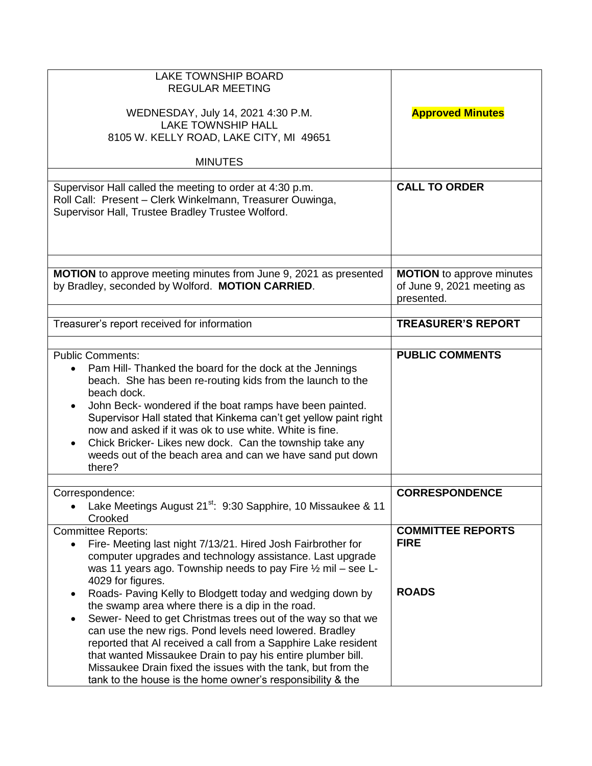| LAKE TOWNSHIP BOARD<br>REGULAR MEETING<br><br>WEDNESDAY, July 14, 2021 4:30 P.M.<br>LAKE TOWNSHIP HALL<br>8105 W. KELLY ROAD, LAKE CITY, MI 49651<br><br>MINUTES | **Approved Minutes** |
|---|---|
| Supervisor Hall called the meeting to order at 4:30 p.m.<br>Roll Call: Present – Clerk Winkelmann, Treasurer Ouwinga, Supervisor Hall, Trustee Bradley Trustee Wolford. | **CALL TO ORDER** |
| **MOTION** to approve meeting minutes from June 9, 2021 as presented by Bradley, seconded by Wolford. **MOTION CARRIED**. | **MOTION** to approve minutes of June 9, 2021 meeting as presented. |
| Treasurer's report received for information | **TREASURER'S REPORT** |
| Public Comments:<br>• Pam Hill- Thanked the board for the dock at the Jennings beach. She has been re-routing kids from the launch to the beach dock.<br>• John Beck- wondered if the boat ramps have been painted. Supervisor Hall stated that Kinkema can't get yellow paint right now and asked if it was ok to use white. White is fine.<br>• Chick Bricker- Likes new dock. Can the township take any weeds out of the beach area and can we have sand put down there? | **PUBLIC COMMENTS** |
| Correspondence:<br>• Lake Meetings August 21st: 9:30 Sapphire, 10 Missaukee & 11 Crooked | **CORRESPONDENCE** |
| Committee Reports:<br>• Fire- Meeting last night 7/13/21. Hired Josh Fairbrother for computer upgrades and technology assistance. Last upgrade was 11 years ago. Township needs to pay Fire ½ mil – see L-4029 for figures.<br>• Roads- Paving Kelly to Blodgett today and wedging down by the swamp area where there is a dip in the road.<br>• Sewer- Need to get Christmas trees out of the way so that we can use the new rigs. Pond levels need lowered. Bradley reported that Al received a call from a Sapphire Lake resident that wanted Missaukee Drain to pay his entire plumber bill. Missaukee Drain fixed the issues with the tank, but from the tank to the house is the home owner's responsibility & the | **COMMITTEE REPORTS**<br>**FIRE**<br><br><br><br>**ROADS** |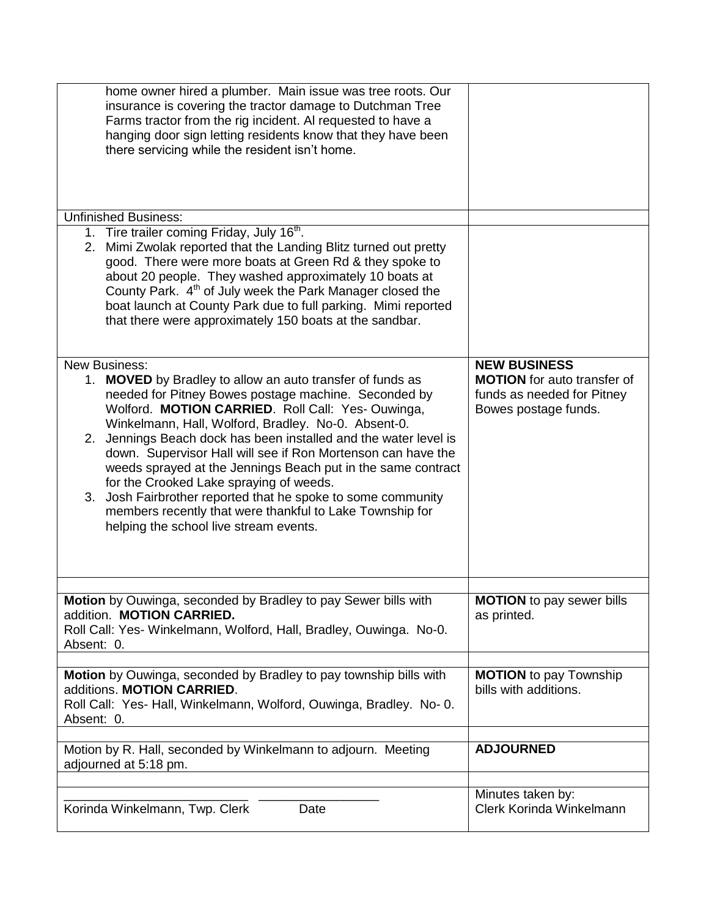| | |
|---|---|
| home owner hired a plumber. Main issue was tree roots. Our insurance is covering the tractor damage to Dutchman Tree Farms tractor from the rig incident. Al requested to have a hanging door sign letting residents know that they have been there servicing while the resident isn't home. | |
| Unfinished Business: | |
| 1. Tire trailer coming Friday, July 16th.<br>2. Mimi Zwolak reported that the Landing Blitz turned out pretty good. There were more boats at Green Rd & they spoke to about 20 people. They washed approximately 10 boats at County Park. 4th of July week the Park Manager closed the boat launch at County Park due to full parking. Mimi reported that there were approximately 150 boats at the sandbar. | |
| New Business:<br>1. **MOVED** by Bradley to allow an auto transfer of funds as needed for Pitney Bowes postage machine. Seconded by Wolford. **MOTION CARRIED**. Roll Call: Yes- Ouwinga, Winkelmann, Hall, Wolford, Bradley. No-0. Absent-0.<br>2. Jennings Beach dock has been installed and the water level is down. Supervisor Hall will see if Ron Mortenson can have the weeds sprayed at the Jennings Beach put in the same contract for the Crooked Lake spraying of weeds.<br>3. Josh Fairbrother reported that he spoke to some community members recently that were thankful to Lake Township for helping the school live stream events. | **NEW BUSINESS**<br>**MOTION** for auto transfer of funds as needed for Pitney Bowes postage funds. |
| | |
| **Motion** by Ouwinga, seconded by Bradley to pay Sewer bills with addition. **MOTION CARRIED.**<br>Roll Call: Yes- Winkelmann, Wolford, Hall, Bradley, Ouwinga. No-0. Absent: 0. | **MOTION** to pay sewer bills as printed. |
| | |
| **Motion** by Ouwinga, seconded by Bradley to pay township bills with additions. **MOTION CARRIED**.<br>Roll Call: Yes- Hall, Winkelmann, Wolford, Ouwinga, Bradley. No- 0. Absent: 0. | **MOTION** to pay Township bills with additions. |
| | |
| Motion by R. Hall, seconded by Winkelmann to adjourn. Meeting adjourned at 5:18 pm. | **ADJOURNED** |
| | |
| \_\_\_\_\_\_\_\_\_\_\_\_\_\_\_\_\_\_\_\_\_\_\_\_\_\_ \_\_\_\_\_\_\_\_\_\_\_\_\_\_\_\_\_\_<br>Korinda Winkelmann, Twp. Clerk Date | Minutes taken by:<br>Clerk Korinda Winkelmann |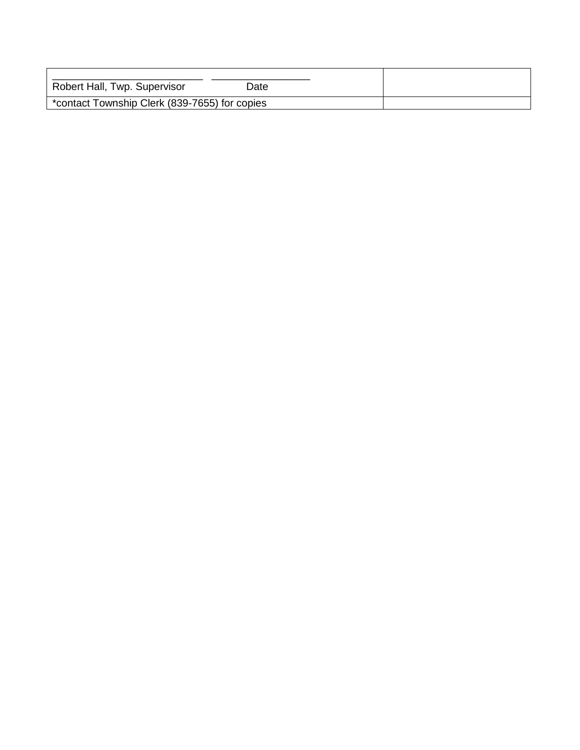| | |
|---|---|
| ___________________________ _________________ <br> Robert Hall, Twp. Supervisor Date | |
| *contact Township Clerk (839-7655) for copies | |